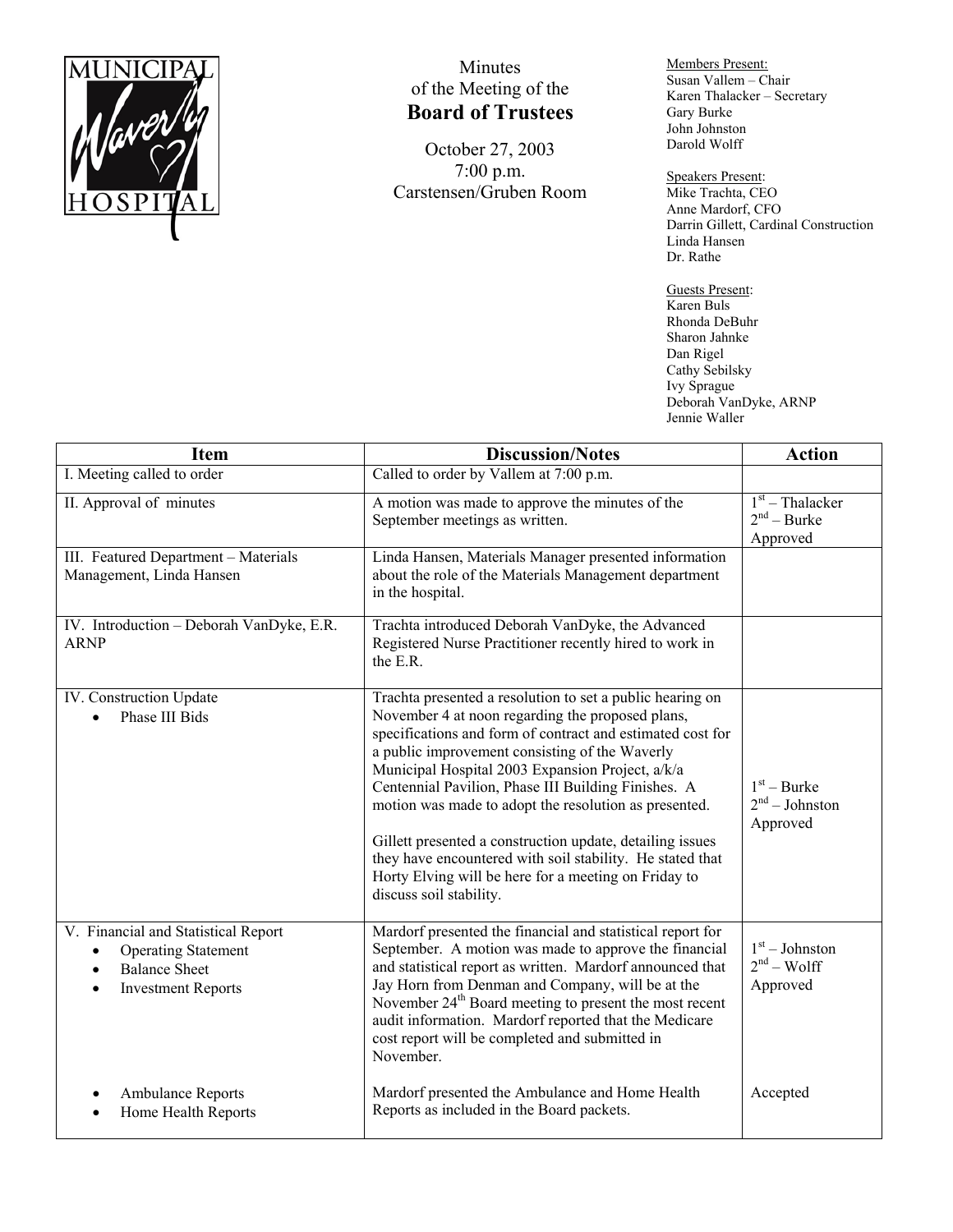Minutes
of the Meeting of the
**Board of Trustees**

October 27, 2003
7:00 p.m.
Carstensen/Gruben Room

Members Present:
Susan Vallem – Chair
Karen Thalacker – Secretary
Gary Burke
John Johnston
Darold Wolff

Speakers Present:
Mike Trachta, CEO
Anne Mardorf, CFO
Darrin Gillett, Cardinal Construction
Linda Hansen
Dr. Rathe

Guests Present:
Karen Buls
Rhonda DeBuhr
Sharon Jahnke
Dan Rigel
Cathy Sebilsky
Ivy Sprague
Deborah VanDyke, ARNP
Jennie Waller

| Item | Discussion/Notes | Action |
|---|---|---|
| I. Meeting called to order | Called to order by Vallem at 7:00 p.m. | |
| II. Approval of minutes | A motion was made to approve the minutes of the September meetings as written. | 1st – Thalacker<br>2nd – Burke<br>Approved |
| III. Featured Department – Materials Management, Linda Hansen | Linda Hansen, Materials Manager presented information about the role of the Materials Management department in the hospital. | |
| IV. Introduction – Deborah VanDyke, E.R. ARNP | Trachta introduced Deborah VanDyke, the Advanced Registered Nurse Practitioner recently hired to work in the E.R. | |
| IV. Construction Update<br>• Phase III Bids | Trachta presented a resolution to set a public hearing on November 4 at noon regarding the proposed plans, specifications and form of contract and estimated cost for a public improvement consisting of the Waverly Municipal Hospital 2003 Expansion Project, a/k/a Centennial Pavilion, Phase III Building Finishes. A motion was made to adopt the resolution as presented.<br><br>Gillett presented a construction update, detailing issues they have encountered with soil stability. He stated that Horty Elving will be here for a meeting on Friday to discuss soil stability. | 1st – Burke<br>2nd – Johnston<br>Approved |
| V. Financial and Statistical Report<br>• Operating Statement<br>• Balance Sheet<br>• Investment Reports | Mardorf presented the financial and statistical report for September. A motion was made to approve the financial and statistical report as written. Mardorf announced that Jay Horn from Denman and Company, will be at the November 24th Board meeting to present the most recent audit information. Mardorf reported that the Medicare cost report will be completed and submitted in November. | 1st – Johnston<br>2nd – Wolff<br>Approved |
| • Ambulance Reports<br>• Home Health Reports | Mardorf presented the Ambulance and Home Health Reports as included in the Board packets. | Accepted |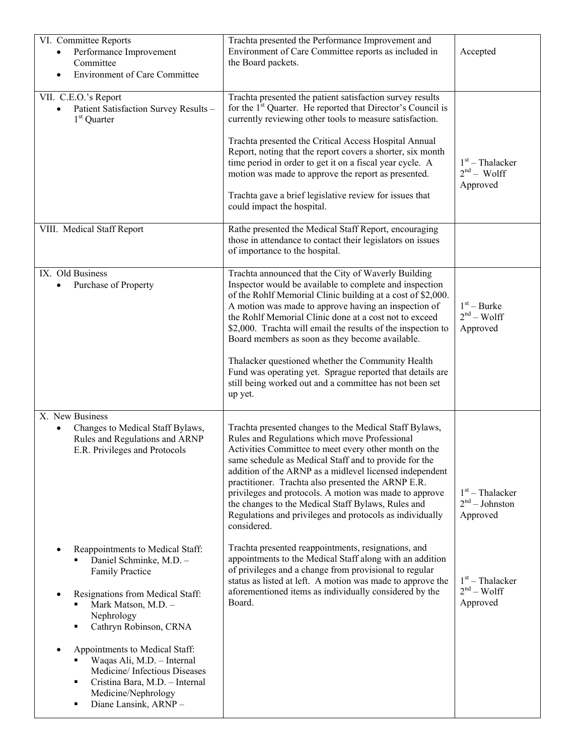| | | |
|---|---|---|
| VI. Committee Reports<br>• Performance Improvement Committee<br>• Environment of Care Committee | Trachta presented the Performance Improvement and Environment of Care Committee reports as included in the Board packets. | Accepted |
| VII. C.E.O.'s Report<br>• Patient Satisfaction Survey Results – 1st Quarter | Trachta presented the patient satisfaction survey results for the 1st Quarter. He reported that Director's Council is currently reviewing other tools to measure satisfaction.<br><br>Trachta presented the Critical Access Hospital Annual Report, noting that the report covers a shorter, six month time period in order to get it on a fiscal year cycle. A motion was made to approve the report as presented.<br><br>Trachta gave a brief legislative review for issues that could impact the hospital. | 1st – Thalacker<br>2nd – Wolff<br>Approved |
| VIII. Medical Staff Report | Rathe presented the Medical Staff Report, encouraging those in attendance to contact their legislators on issues of importance to the hospital. | |
| IX. Old Business<br>• Purchase of Property | Trachta announced that the City of Waverly Building Inspector would be available to complete and inspection of the Rohlf Memorial Clinic building at a cost of $2,000. A motion was made to approve having an inspection of the Rohlf Memorial Clinic done at a cost not to exceed $2,000. Trachta will email the results of the inspection to Board members as soon as they become available.<br><br>Thalacker questioned whether the Community Health Fund was operating yet. Sprague reported that details are still being worked out and a committee has not been set up yet. | 1st – Burke<br>2nd – Wolff<br>Approved |
| X. New Business<br>• Changes to Medical Staff Bylaws, Rules and Regulations and ARNP E.R. Privileges and Protocols | Trachta presented changes to the Medical Staff Bylaws, Rules and Regulations which move Professional Activities Committee to meet every other month on the same schedule as Medical Staff and to provide for the addition of the ARNP as a midlevel licensed independent practitioner. Trachta also presented the ARNP E.R. privileges and protocols. A motion was made to approve the changes to the Medical Staff Bylaws, Rules and Regulations and privileges and protocols as individually considered. | 1st – Thalacker<br>2nd – Johnston<br>Approved |
| • Reappointments to Medical Staff:<br>  ▪ Daniel Schminke, M.D. – Family Practice<br>• Resignations from Medical Staff:<br>  ▪ Mark Matson, M.D. – Nephrology<br>  ▪ Cathryn Robinson, CRNA<br>• Appointments to Medical Staff:<br>  ▪ Waqas Ali, M.D. – Internal Medicine/ Infectious Diseases<br>  ▪ Cristina Bara, M.D. – Internal Medicine/Nephrology<br>  ▪ Diane Lansink, ARNP – | Trachta presented reappointments, resignations, and appointments to the Medical Staff along with an addition of privileges and a change from provisional to regular status as listed at left. A motion was made to approve the aforementioned items as individually considered by the Board. | 1st – Thalacker<br>2nd – Wolff<br>Approved |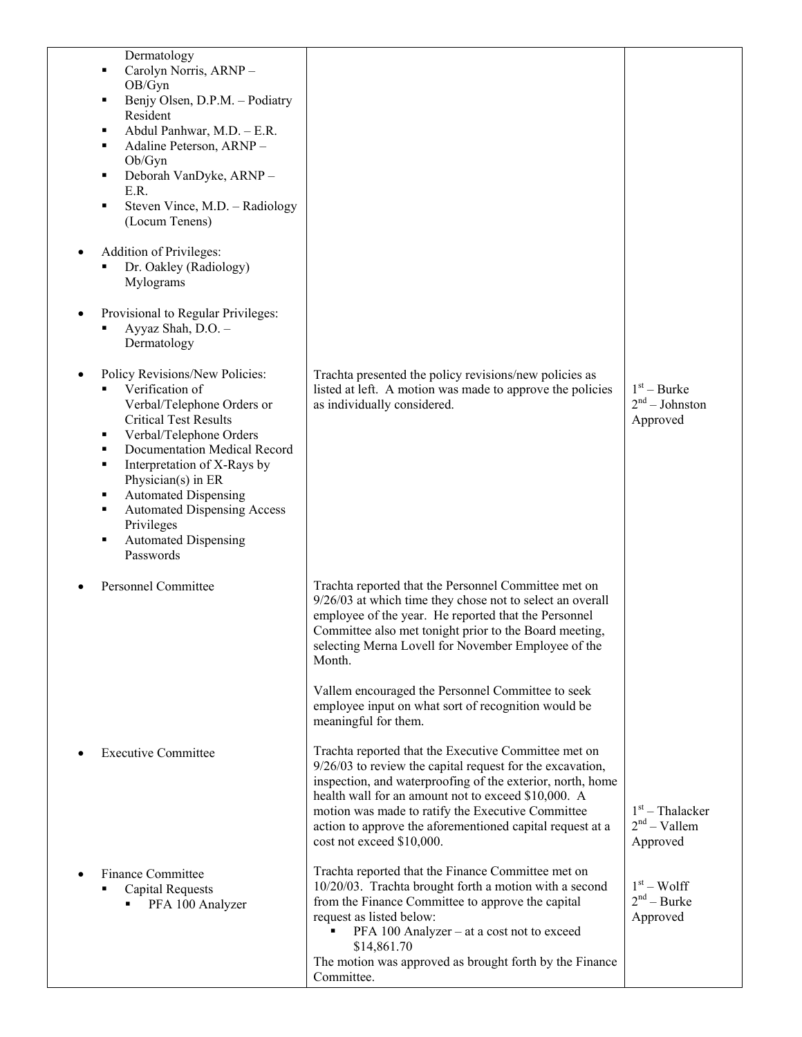| | | |
|---|---|---|
| Dermatology<br>▪ Carolyn Norris, ARNP – OB/Gyn<br>▪ Benjy Olsen, D.P.M. – Podiatry Resident<br>▪ Abdul Panhwar, M.D. – E.R.<br>▪ Adaline Peterson, ARNP – Ob/Gyn<br>▪ Deborah VanDyke, ARNP – E.R.<br>▪ Steven Vince, M.D. – Radiology (Locum Tenens)<br><br>• Addition of Privileges:<br>▪ Dr. Oakley (Radiology) Mylograms<br><br>• Provisional to Regular Privileges:<br>▪ Ayyaz Shah, D.O. – Dermatology | | |
| • Policy Revisions/New Policies:<br>▪ Verification of Verbal/Telephone Orders or Critical Test Results<br>▪ Verbal/Telephone Orders<br>▪ Documentation Medical Record<br>▪ Interpretation of X-Rays by Physician(s) in ER<br>▪ Automated Dispensing<br>▪ Automated Dispensing Access Privileges<br>▪ Automated Dispensing Passwords | Trachta presented the policy revisions/new policies as listed at left. A motion was made to approve the policies as individually considered. | 1st – Burke<br>2nd – Johnston<br>Approved |
| • Personnel Committee | Trachta reported that the Personnel Committee met on 9/26/03 at which time they chose not to select an overall employee of the year. He reported that the Personnel Committee also met tonight prior to the Board meeting, selecting Merna Lovell for November Employee of the Month.<br><br>Vallem encouraged the Personnel Committee to seek employee input on what sort of recognition would be meaningful for them. | |
| • Executive Committee | Trachta reported that the Executive Committee met on 9/26/03 to review the capital request for the excavation, inspection, and waterproofing of the exterior, north, home health wall for an amount not to exceed $10,000. A motion was made to ratify the Executive Committee action to approve the aforementioned capital request at a cost not exceed $10,000. | 1st – Thalacker<br>2nd – Vallem<br>Approved |
| • Finance Committee<br>▪ Capital Requests<br>▪ PFA 100 Analyzer | Trachta reported that the Finance Committee met on 10/20/03. Trachta brought forth a motion with a second from the Finance Committee to approve the capital request as listed below:<br>▪ PFA 100 Analyzer – at a cost not to exceed $14,861.70<br>The motion was approved as brought forth by the Finance Committee. | 1st – Wolff<br>2nd – Burke<br>Approved |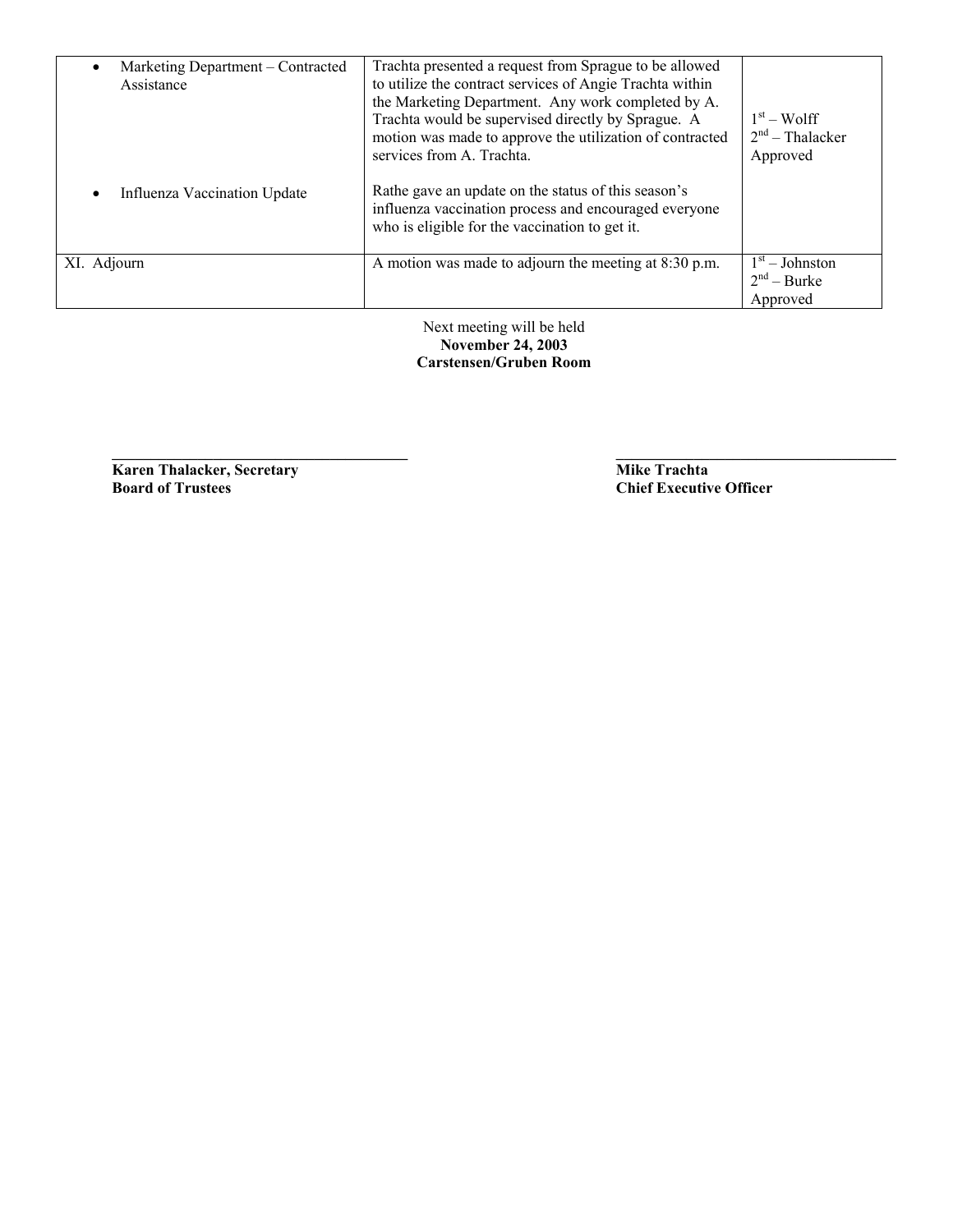| | | |
|---|---|---|
| • Marketing Department – Contracted Assistance<br><br>• Influenza Vaccination Update | Trachta presented a request from Sprague to be allowed to utilize the contract services of Angie Trachta within the Marketing Department. Any work completed by A. Trachta would be supervised directly by Sprague. A motion was made to approve the utilization of contracted services from A. Trachta.<br><br>Rathe gave an update on the status of this season's influenza vaccination process and encouraged everyone who is eligible for the vaccination to get it. | 1st – Wolff<br>2nd – Thalacker<br>Approved |
| XI. Adjourn | A motion was made to adjourn the meeting at 8:30 p.m. | 1st – Johnston<br>2nd – Burke<br>Approved |

Next meeting will be held
**November 24, 2003**
**Carstensen/Gruben Room**

\_\_\_\_\_\_\_\_\_\_\_\_\_\_\_\_\_\_\_\_\_\_\_\_\_\_\_\_\_\_\_\_\_\_\_\_
**Karen Thalacker, Secretary**
**Board of Trustees**

\_\_\_\_\_\_\_\_\_\_\_\_\_\_\_\_\_\_\_\_\_\_\_\_\_\_\_\_\_\_\_\_\_\_\_\_
**Mike Trachta**
**Chief Executive Officer**